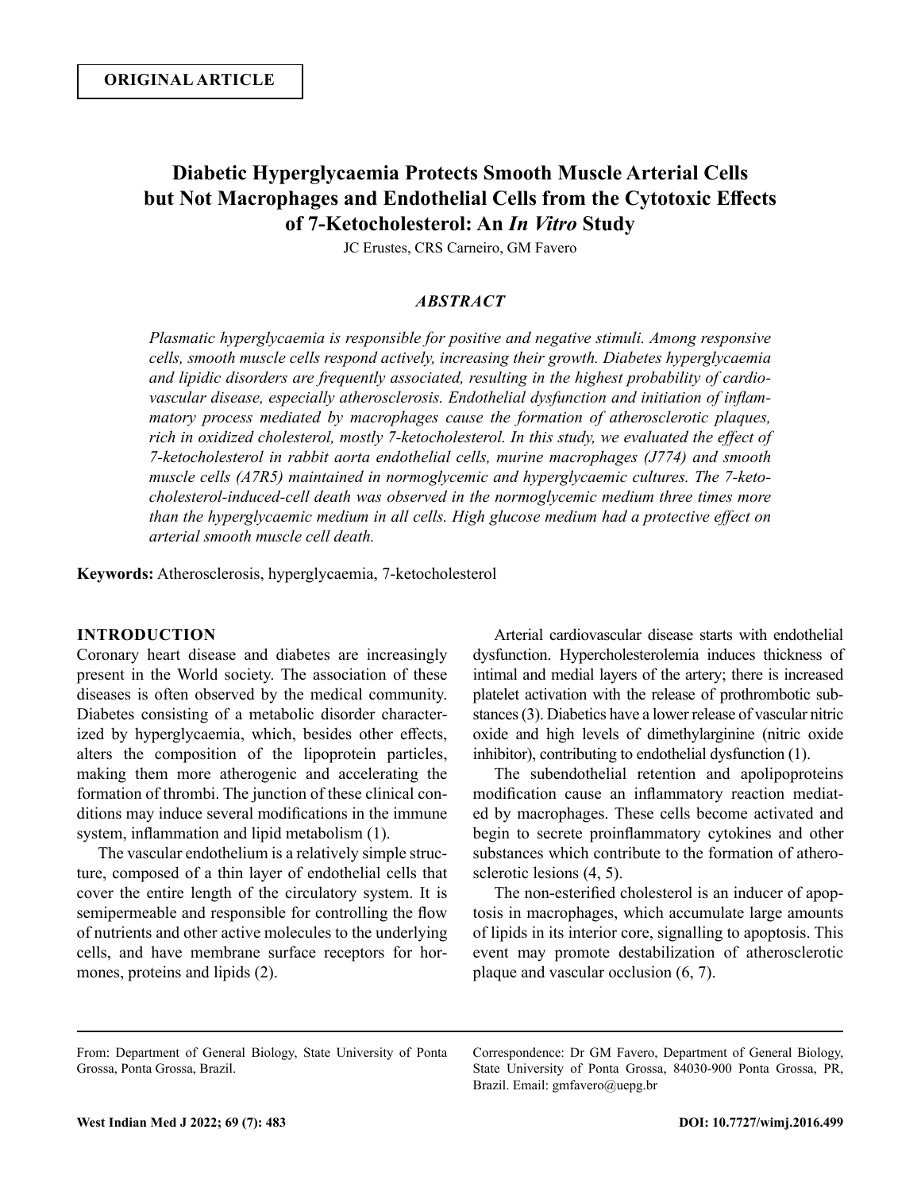ORIGINAL ARTICLE

# Diabetic Hyperglycaemia Protects Smooth Muscle Arterial Cells but Not Macrophages and Endothelial Cells from the Cytotoxic Effects of 7-Ketocholesterol: An *In Vitro* Study

JC Erustes, CRS Carneiro, GM Favero

## *ABSTRACT*

*Plasmatic hyperglycaemia is responsible for positive and negative stimuli. Among responsive cells, smooth muscle cells respond actively, increasing their growth. Diabetes hyperglycaemia and lipidic disorders are frequently associated, resulting in the highest probability of cardiovascular disease, especially atherosclerosis. Endothelial dysfunction and initiation of inflammatory process mediated by macrophages cause the formation of atherosclerotic plaques, rich in oxidized cholesterol, mostly 7-ketocholesterol. In this study, we evaluated the effect of 7-ketocholesterol in rabbit aorta endothelial cells, murine macrophages (J774) and smooth muscle cells (A7R5) maintained in normoglycemic and hyperglycaemic cultures. The 7-ketocholesterol-induced-cell death was observed in the normoglycemic medium three times more than the hyperglycaemic medium in all cells. High glucose medium had a protective effect on arterial smooth muscle cell death.*

**Keywords:** Atherosclerosis, hyperglycaemia, 7-ketocholesterol

## INTRODUCTION

Coronary heart disease and diabetes are increasingly present in the World society. The association of these diseases is often observed by the medical community. Diabetes consisting of a metabolic disorder characterized by hyperglycaemia, which, besides other effects, alters the composition of the lipoprotein particles, making them more atherogenic and accelerating the formation of thrombi. The junction of these clinical conditions may induce several modifications in the immune system, inflammation and lipid metabolism (1).

The vascular endothelium is a relatively simple structure, composed of a thin layer of endothelial cells that cover the entire length of the circulatory system. It is semipermeable and responsible for controlling the flow of nutrients and other active molecules to the underlying cells, and have membrane surface receptors for hormones, proteins and lipids (2).

Arterial cardiovascular disease starts with endothelial dysfunction. Hypercholesterolemia induces thickness of intimal and medial layers of the artery; there is increased platelet activation with the release of prothrombotic substances (3). Diabetics have a lower release of vascular nitric oxide and high levels of dimethylarginine (nitric oxide inhibitor), contributing to endothelial dysfunction (1).

The subendothelial retention and apolipoproteins modification cause an inflammatory reaction mediated by macrophages. These cells become activated and begin to secrete proinflammatory cytokines and other substances which contribute to the formation of atherosclerotic lesions (4, 5).

The non-esterified cholesterol is an inducer of apoptosis in macrophages, which accumulate large amounts of lipids in its interior core, signalling to apoptosis. This event may promote destabilization of atherosclerotic plaque and vascular occlusion (6, 7).

From: Department of General Biology, State University of Ponta Grossa, Ponta Grossa, Brazil.

Correspondence: Dr GM Favero, Department of General Biology, State University of Ponta Grossa, 84030-900 Ponta Grossa, PR, Brazil. Email: gmfavero@uepg.br

DOI: 10.7727/wimj.2016.499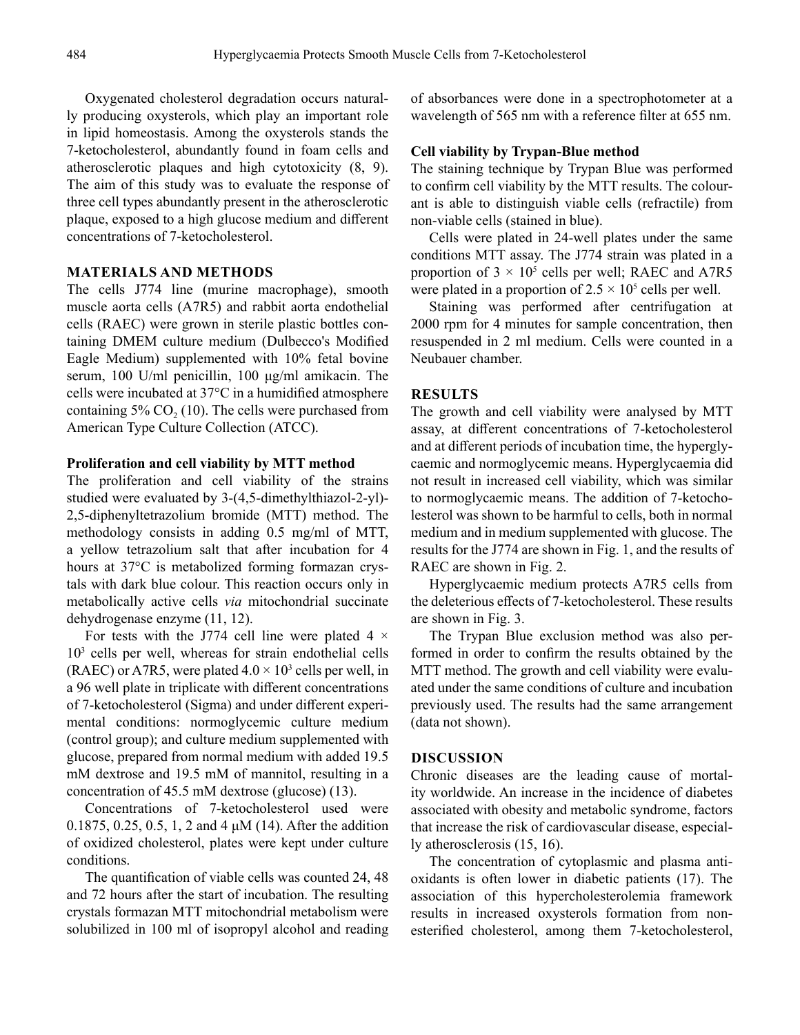Oxygenated cholesterol degradation occurs naturally producing oxysterols, which play an important role in lipid homeostasis. Among the oxysterols stands the 7-ketocholesterol, abundantly found in foam cells and atherosclerotic plaques and high cytotoxicity (8, 9). The aim of this study was to evaluate the response of three cell types abundantly present in the atherosclerotic plaque, exposed to a high glucose medium and different concentrations of 7-ketocholesterol.

## MATERIALS AND METHODS

The cells J774 line (murine macrophage), smooth muscle aorta cells (A7R5) and rabbit aorta endothelial cells (RAEC) were grown in sterile plastic bottles containing DMEM culture medium (Dulbecco's Modified Eagle Medium) supplemented with 10% fetal bovine serum, 100 U/ml penicillin, 100 μg/ml amikacin. The cells were incubated at 37°C in a humidified atmosphere containing 5% $CO_2$ (10). The cells were purchased from American Type Culture Collection (ATCC).

### Proliferation and cell viability by MTT method

The proliferation and cell viability of the strains studied were evaluated by 3-(4,5-dimethylthiazol-2-yl)-2,5-diphenyltetrazolium bromide (MTT) method. The methodology consists in adding 0.5 mg/ml of MTT, a yellow tetrazolium salt that after incubation for 4 hours at 37°C is metabolized forming formazan crystals with dark blue colour. This reaction occurs only in metabolically active cells *via* mitochondrial succinate dehydrogenase enzyme (11, 12).

For tests with the J774 cell line were plated $4 \times 10^3$ cells per well, whereas for strain endothelial cells (RAEC) or A7R5, were plated $4.0 \times 10^3$ cells per well, in a 96 well plate in triplicate with different concentrations of 7-ketocholesterol (Sigma) and under different experimental conditions: normoglycemic culture medium (control group); and culture medium supplemented with glucose, prepared from normal medium with added 19.5 mM dextrose and 19.5 mM of mannitol, resulting in a concentration of 45.5 mM dextrose (glucose) (13).

Concentrations of 7-ketocholesterol used were 0.1875, 0.25, 0.5, 1, 2 and 4 μM (14). After the addition of oxidized cholesterol, plates were kept under culture conditions.

The quantification of viable cells was counted 24, 48 and 72 hours after the start of incubation. The resulting crystals formazan MTT mitochondrial metabolism were solubilized in 100 ml of isopropyl alcohol and reading of absorbances were done in a spectrophotometer at a wavelength of 565 nm with a reference filter at 655 nm.

### Cell viability by Trypan-Blue method

The staining technique by Trypan Blue was performed to confirm cell viability by the MTT results. The colourant is able to distinguish viable cells (refractile) from non-viable cells (stained in blue).

Cells were plated in 24-well plates under the same conditions MTT assay. The J774 strain was plated in a proportion of $3 \times 10^5$ cells per well; RAEC and A7R5 were plated in a proportion of $2.5 \times 10^5$ cells per well.

Staining was performed after centrifugation at 2000 rpm for 4 minutes for sample concentration, then resuspended in 2 ml medium. Cells were counted in a Neubauer chamber.

## RESULTS

The growth and cell viability were analysed by MTT assay, at different concentrations of 7-ketocholesterol and at different periods of incubation time, the hyperglycaemic and normoglycemic means. Hyperglycaemia did not result in increased cell viability, which was similar to normoglycaemic means. The addition of 7-ketocholesterol was shown to be harmful to cells, both in normal medium and in medium supplemented with glucose. The results for the J774 are shown in Fig. 1, and the results of RAEC are shown in Fig. 2.

Hyperglycaemic medium protects A7R5 cells from the deleterious effects of 7-ketocholesterol. These results are shown in Fig. 3.

The Trypan Blue exclusion method was also performed in order to confirm the results obtained by the MTT method. The growth and cell viability were evaluated under the same conditions of culture and incubation previously used. The results had the same arrangement (data not shown).

## DISCUSSION

Chronic diseases are the leading cause of mortality worldwide. An increase in the incidence of diabetes associated with obesity and metabolic syndrome, factors that increase the risk of cardiovascular disease, especially atherosclerosis (15, 16).

The concentration of cytoplasmic and plasma antioxidants is often lower in diabetic patients (17). The association of this hypercholesterolemia framework results in increased oxysterols formation from non-esterified cholesterol, among them 7-ketocholesterol,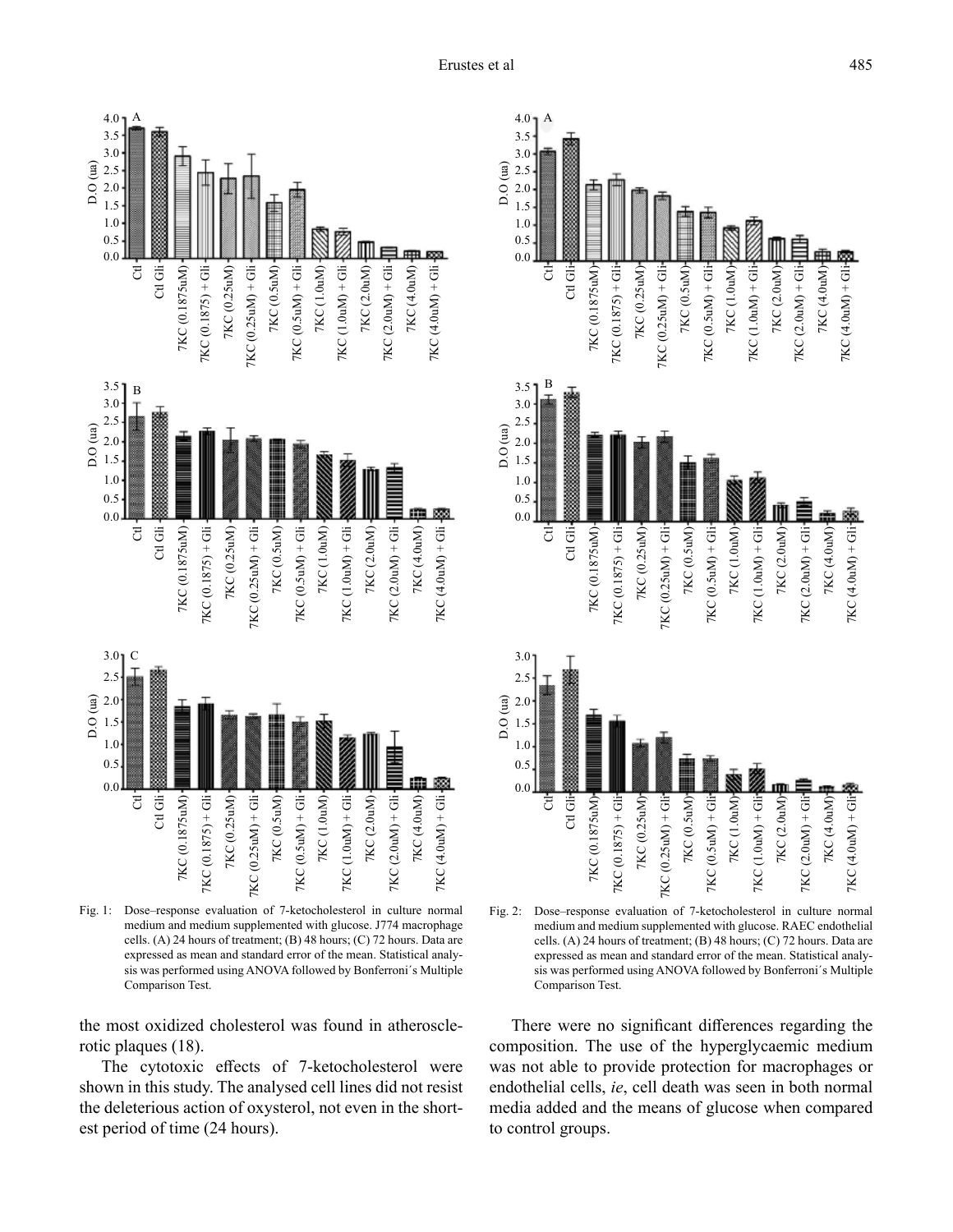Fig. 1: Dose–response evaluation of 7-ketocholesterol in culture normal medium and medium supplemented with glucose. J774 macrophage cells. (A) 24 hours of treatment; (B) 48 hours; (C) 72 hours. Data are expressed as mean and standard error of the mean. Statistical analysis was performed using ANOVA followed by Bonferroni´s Multiple Comparison Test.

Fig. 2: Dose–response evaluation of 7-ketocholesterol in culture normal medium and medium supplemented with glucose. RAEC endothelial cells. (A) 24 hours of treatment; (B) 48 hours; (C) 72 hours. Data are expressed as mean and standard error of the mean. Statistical analysis was performed using ANOVA followed by Bonferroni´s Multiple Comparison Test.

the most oxidized cholesterol was found in atherosclerotic plaques (18).

The cytotoxic effects of 7-ketocholesterol were shown in this study. The analysed cell lines did not resist the deleterious action of oxysterol, not even in the shortest period of time (24 hours).

There were no significant differences regarding the composition. The use of the hyperglycaemic medium was not able to provide protection for macrophages or endothelial cells, *ie*, cell death was seen in both normal media added and the means of glucose when compared to control groups.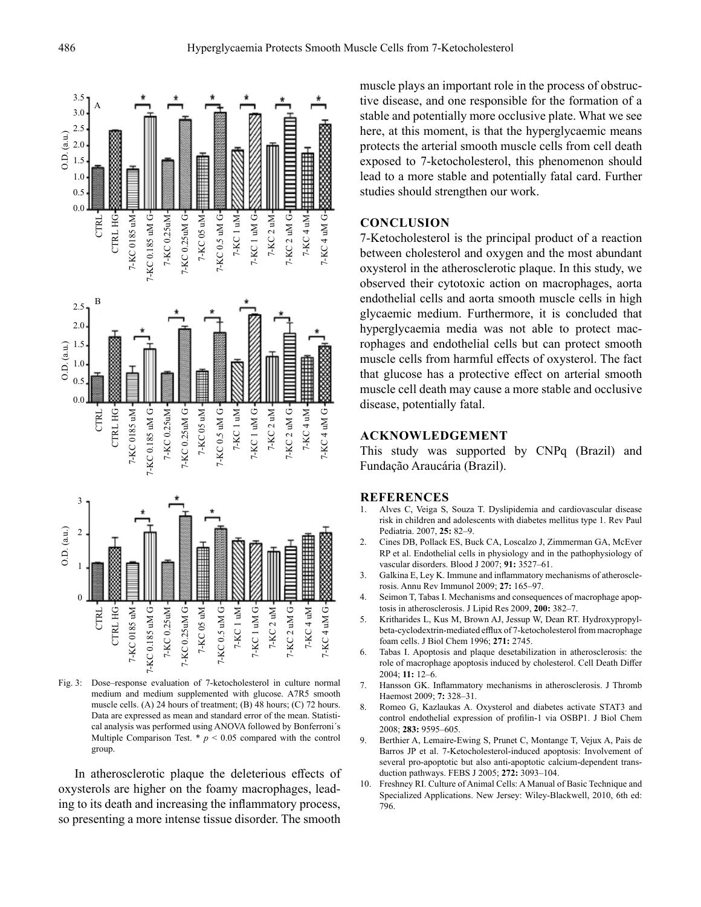Fig. 3: Dose–response evaluation of 7-ketocholesterol in culture normal medium and medium supplemented with glucose. A7R5 smooth muscle cells. (A) 24 hours of treatment; (B) 48 hours; (C) 72 hours. Data are expressed as mean and standard error of the mean. Statistical analysis was performed using ANOVA followed by Bonferroni´s Multiple Comparison Test. * $p < 0.05$ compared with the control group.

In atherosclerotic plaque the deleterious effects of oxysterols are higher on the foamy macrophages, leading to its death and increasing the inflammatory process, so presenting a more intense tissue disorder. The smooth muscle plays an important role in the process of obstructive disease, and one responsible for the formation of a stable and potentially more occlusive plate. What we see here, at this moment, is that the hyperglycaemic means protects the arterial smooth muscle cells from cell death exposed to 7-ketocholesterol, this phenomenon should lead to a more stable and potentially fatal card. Further studies should strengthen our work.

## CONCLUSION

7-Ketocholesterol is the principal product of a reaction between cholesterol and oxygen and the most abundant oxysterol in the atherosclerotic plaque. In this study, we observed their cytotoxic action on macrophages, aorta endothelial cells and aorta smooth muscle cells in high glycaemic medium. Furthermore, it is concluded that hyperglycaemia media was not able to protect macrophages and endothelial cells but can protect smooth muscle cells from harmful effects of oxysterol. The fact that glucose has a protective effect on arterial smooth muscle cell death may cause a more stable and occlusive disease, potentially fatal.

## ACKNOWLEDGEMENT

This study was supported by CNPq (Brazil) and Fundação Araucária (Brazil).

## REFERENCES

1. Alves C, Veiga S, Souza T. Dyslipidemia and cardiovascular disease risk in children and adolescents with diabetes mellitus type 1. Rev Paul Pediatria. 2007, **25:** 82–9.
2. Cines DB, Pollack ES, Buck CA, Loscalzo J, Zimmerman GA, McEver RP et al. Endothelial cells in physiology and in the pathophysiology of vascular disorders. Blood J 2007; **91:** 3527–61.
3. Galkina E, Ley K. Immune and inflammatory mechanisms of atherosclerosis. Annu Rev Immunol 2009; **27:** 165–97.
4. Seimon T, Tabas I. Mechanisms and consequences of macrophage apoptosis in atherosclerosis. J Lipid Res 2009, **200:** 382–7.
5. Kritharides L, Kus M, Brown AJ, Jessup W, Dean RT. Hydroxypropyl-beta-cyclodextrin-mediated efflux of 7-ketocholesterol from macrophage foam cells. J Biol Chem 1996; **271:** 2745.
6. Tabas I. Apoptosis and plaque desetabilization in atherosclerosis: the role of macrophage apoptosis induced by cholesterol. Cell Death Differ 2004; **11:** 12–6.
7. Hansson GK. Inflammatory mechanisms in atherosclerosis. J Thromb Haemost 2009; **7:** 328–31.
8. Romeo G, Kazlaukas A. Oxysterol and diabetes activate STAT3 and control endothelial expression of profilin-1 via OSBP1. J Biol Chem 2008; **283:** 9595–605.
9. Berthier A, Lemaire-Ewing S, Prunet C, Montange T, Vejux A, Pais de Barros JP et al. 7-Ketocholesterol-induced apoptosis: Involvement of several pro-apoptotic but also anti-apoptotic calcium-dependent transduction pathways. FEBS J 2005; **272:** 3093–104.
10. Freshney RI. Culture of Animal Cells: A Manual of Basic Technique and Specialized Applications. New Jersey: Wiley-Blackwell, 2010, 6th ed: 796.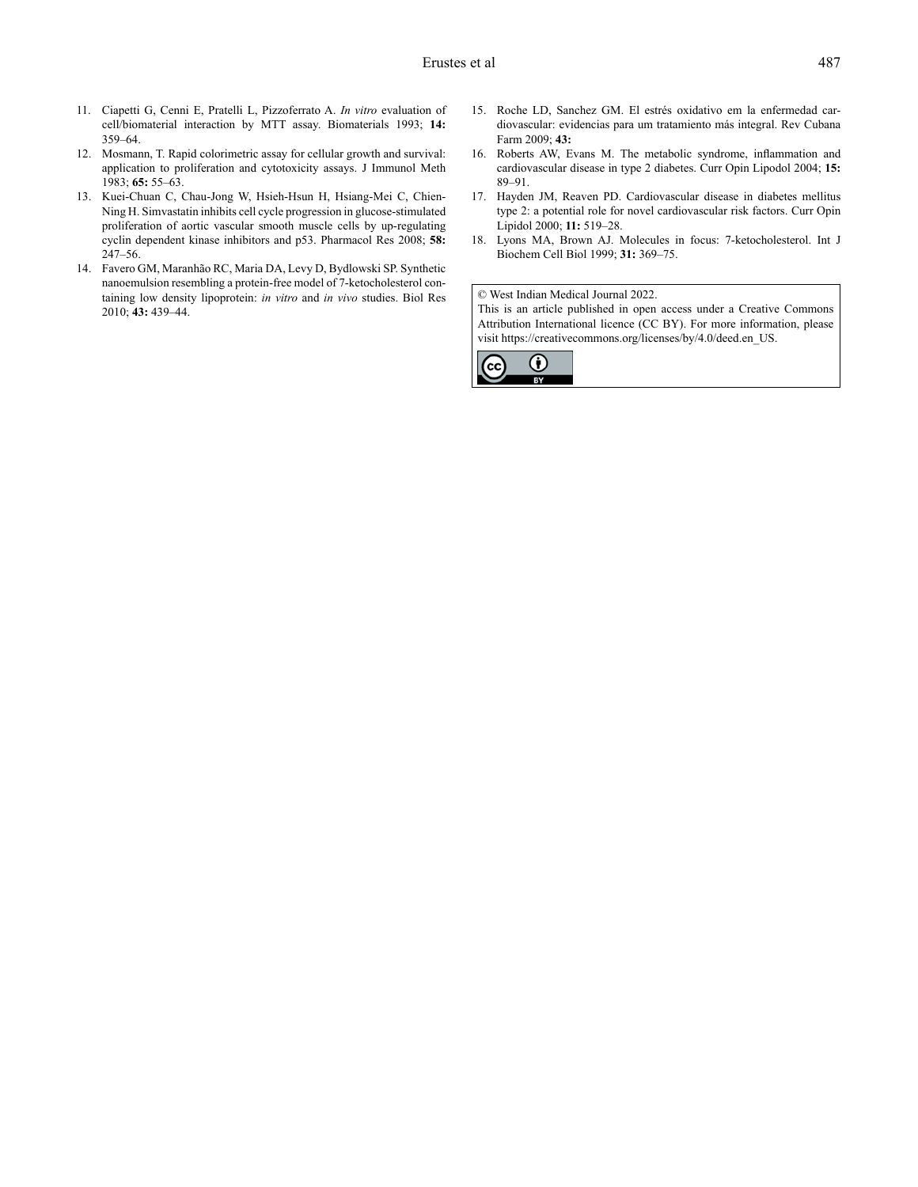11. Ciapetti G, Cenni E, Pratelli L, Pizzoferrato A. *In vitro* evaluation of cell/biomaterial interaction by MTT assay. Biomaterials 1993; **14:** 359–64.
12. Mosmann, T. Rapid colorimetric assay for cellular growth and survival: application to proliferation and cytotoxicity assays. J Immunol Meth 1983; **65:** 55–63.
13. Kuei-Chuan C, Chau-Jong W, Hsieh-Hsun H, Hsiang-Mei C, Chien-Ning H. Simvastatin inhibits cell cycle progression in glucose-stimulated proliferation of aortic vascular smooth muscle cells by up-regulating cyclin dependent kinase inhibitors and p53. Pharmacol Res 2008; **58:** 247–56.
14. Favero GM, Maranhão RC, Maria DA, Levy D, Bydlowski SP. Synthetic nanoemulsion resembling a protein-free model of 7-ketocholesterol containing low density lipoprotein: *in vitro* and *in vivo* studies. Biol Res 2010; **43:** 439–44.
15. Roche LD, Sanchez GM. El estrés oxidativo em la enfermedad cardiovascular: evidencias para um tratamiento más integral. Rev Cubana Farm 2009; **43:**
16. Roberts AW, Evans M. The metabolic syndrome, inflammation and cardiovascular disease in type 2 diabetes. Curr Opin Lipodol 2004; **15:** 89–91.
17. Hayden JM, Reaven PD. Cardiovascular disease in diabetes mellitus type 2: a potential role for novel cardiovascular risk factors. Curr Opin Lipidol 2000; **11:** 519–28.
18. Lyons MA, Brown AJ. Molecules in focus: 7-ketocholesterol. Int J Biochem Cell Biol 1999; **31:** 369–75.

© West Indian Medical Journal 2022.
This is an article published in open access under a Creative Commons Attribution International licence (CC BY). For more information, please visit https://creativecommons.org/licenses/by/4.0/deed.en_US.